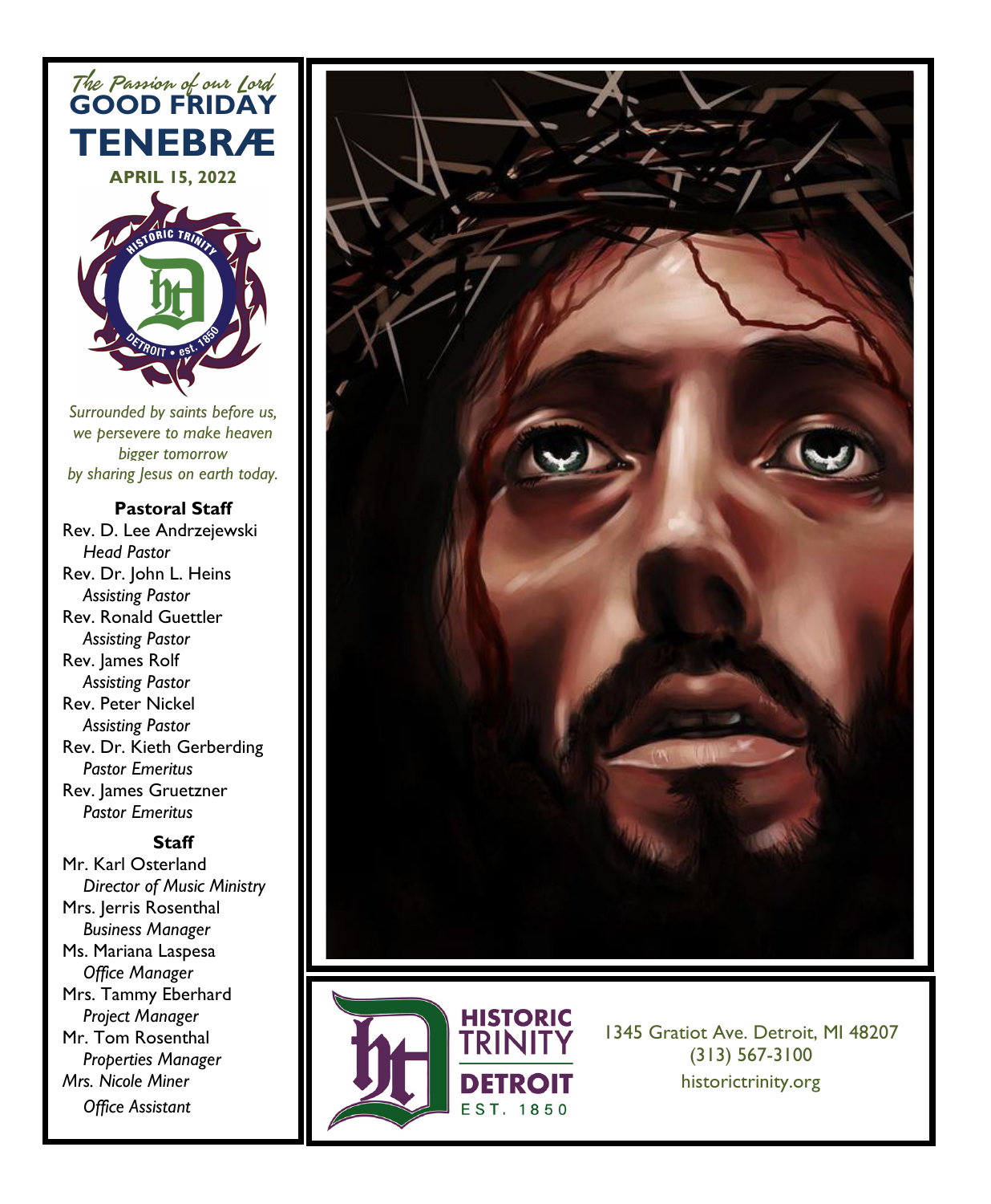*The Passion of our Lord*

# GOOD FRIDAY TENEBRÆ

**APRIL 15, 2022**

*Surrounded by saints before us, we persevere to make heaven bigger tomorrow by sharing Jesus on earth today.*

**Pastoral Staff**

Rev. D. Lee Andrzejewski
*Head Pastor*
Rev. Dr. John L. Heins
*Assisting Pastor*
Rev. Ronald Guettler
*Assisting Pastor*
Rev. James Rolf
*Assisting Pastor*
Rev. Peter Nickel
*Assisting Pastor*
Rev. Dr. Kieth Gerberding
*Pastor Emeritus*
Rev. James Gruetzner
*Pastor Emeritus*

**Staff**

Mr. Karl Osterland
*Director of Music Ministry*
Mrs. Jerris Rosenthal
*Business Manager*
Ms. Mariana Laspesa
*Office Manager*
Mrs. Tammy Eberhard
*Project Manager*
Mr. Tom Rosenthal
*Properties Manager*
*Mrs. Nicole Miner*
*Office Assistant*

HISTORIC TRINITY DETROIT EST. 1850

1345 Gratiot Ave. Detroit, MI 48207
(313) 567-3100
historictrinity.org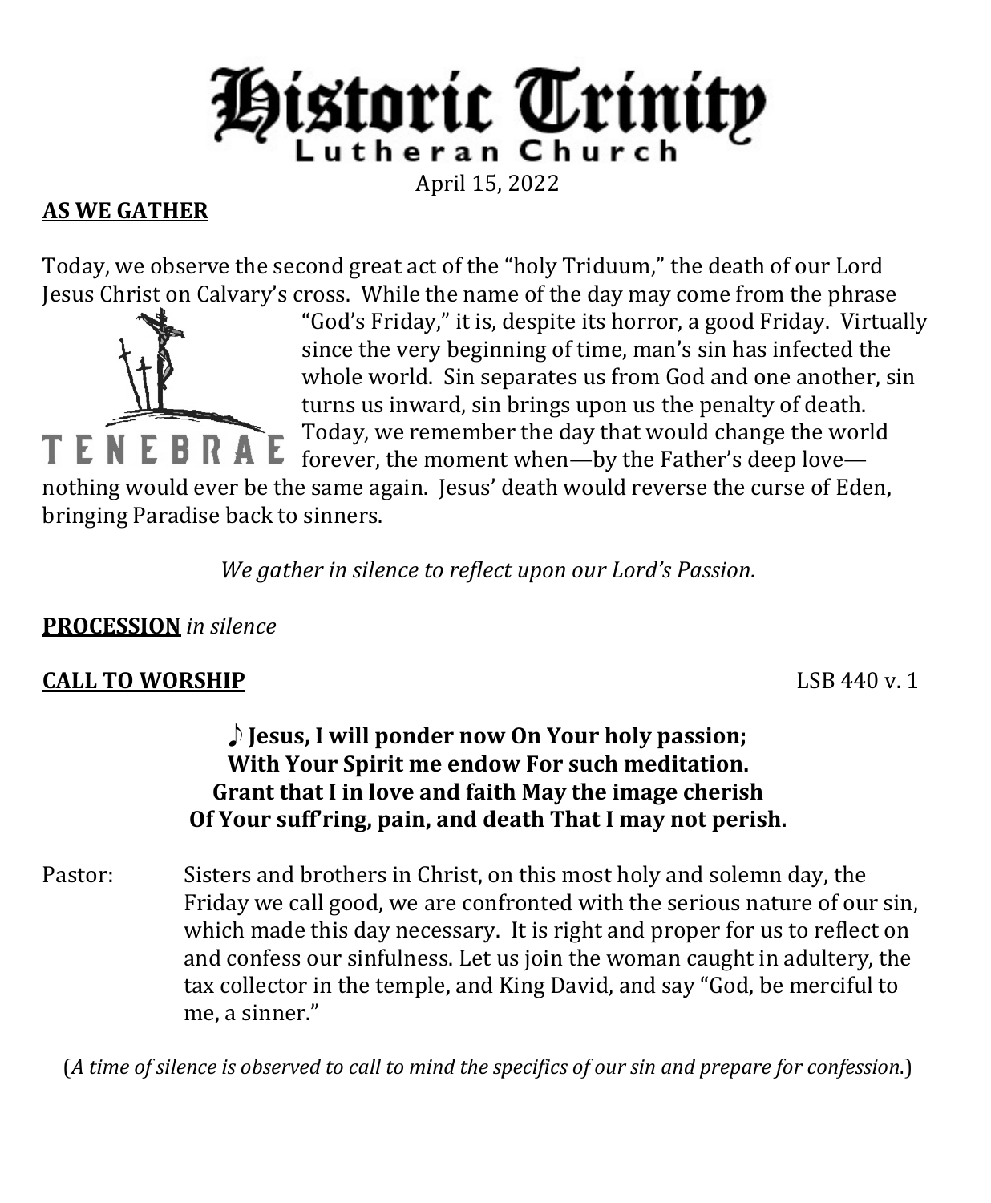# Historic Trinity

Lutheran Church

April 15, 2022

**AS WE GATHER**

Today, we observe the second great act of the "holy Triduum," the death of our Lord Jesus Christ on Calvary's cross. While the name of the day may come from the phrase "God's Friday," it is, despite its horror, a good Friday. Virtually since the very beginning of time, man's sin has infected the whole world. Sin separates us from God and one another, sin turns us inward, sin brings upon us the penalty of death. Today, we remember the day that would change the world forever, the moment when—by the Father's deep love—nothing would ever be the same again. Jesus' death would reverse the curse of Eden, bringing Paradise back to sinners.

TENEBRAE

*We gather in silence to reflect upon our Lord's Passion.*

**PROCESSION** *in silence*

**CALL TO WORSHIP** LSB 440 v. 1

**♪ Jesus, I will ponder now On Your holy passion;**
**With Your Spirit me endow For such meditation.**
**Grant that I in love and faith May the image cherish**
**Of Your suff'ring, pain, and death That I may not perish.**

Pastor: Sisters and brothers in Christ, on this most holy and solemn day, the Friday we call good, we are confronted with the serious nature of our sin, which made this day necessary. It is right and proper for us to reflect on and confess our sinfulness. Let us join the woman caught in adultery, the tax collector in the temple, and King David, and say "God, be merciful to me, a sinner."

(*A time of silence is observed to call to mind the specifics of our sin and prepare for confession.*)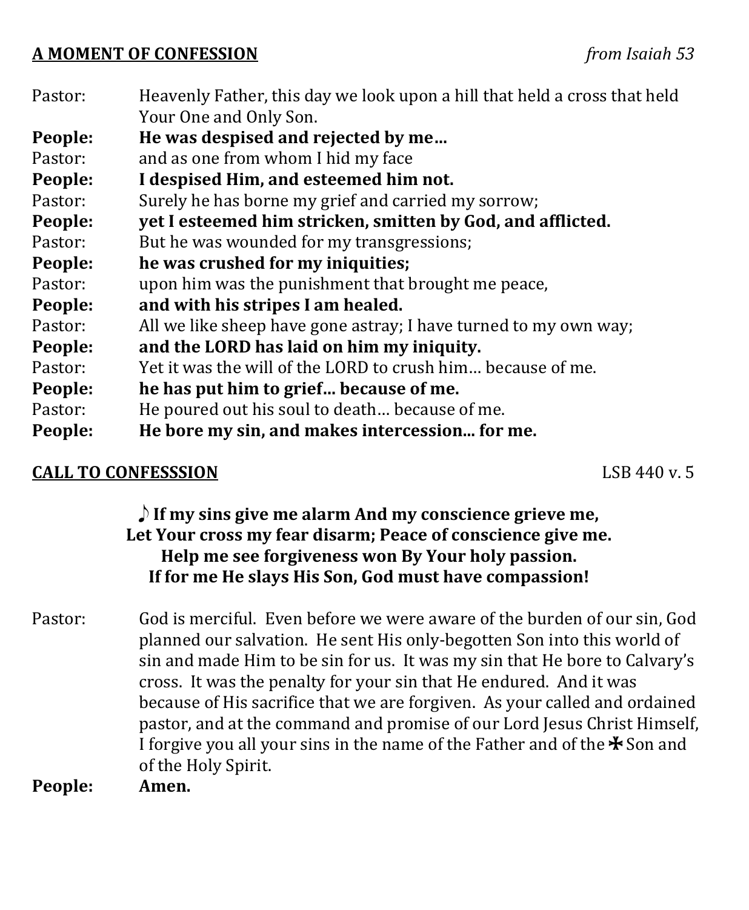**A MOMENT OF CONFESSION** *from Isaiah 53*

Pastor: Heavenly Father, this day we look upon a hill that held a cross that held Your One and Only Son.
**People: He was despised and rejected by me…**
Pastor: and as one from whom I hid my face
**People: I despised Him, and esteemed him not.**
Pastor: Surely he has borne my grief and carried my sorrow;
**People: yet I esteemed him stricken, smitten by God, and afflicted.**
Pastor: But he was wounded for my transgressions;
**People: he was crushed for my iniquities;**
Pastor: upon him was the punishment that brought me peace,
**People: and with his stripes I am healed.**
Pastor: All we like sheep have gone astray; I have turned to my own way;
**People: and the LORD has laid on him my iniquity.**
Pastor: Yet it was the will of the LORD to crush him… because of me.
**People: he has put him to grief... because of me.**
Pastor: He poured out his soul to death… because of me.
**People: He bore my sin, and makes intercession... for me.**

**CALL TO CONFESSSION** LSB 440 v. 5

**♪ If my sins give me alarm And my conscience grieve me,**
**Let Your cross my fear disarm; Peace of conscience give me.**
**Help me see forgiveness won By Your holy passion.**
**If for me He slays His Son, God must have compassion!**

Pastor: God is merciful. Even before we were aware of the burden of our sin, God planned our salvation. He sent His only-begotten Son into this world of sin and made Him to be sin for us. It was my sin that He bore to Calvary's cross. It was the penalty for your sin that He endured. And it was because of His sacrifice that we are forgiven. As your called and ordained pastor, and at the command and promise of our Lord Jesus Christ Himself, I forgive you all your sins in the name of the Father and of the ✠ Son and of the Holy Spirit.
**People: Amen.**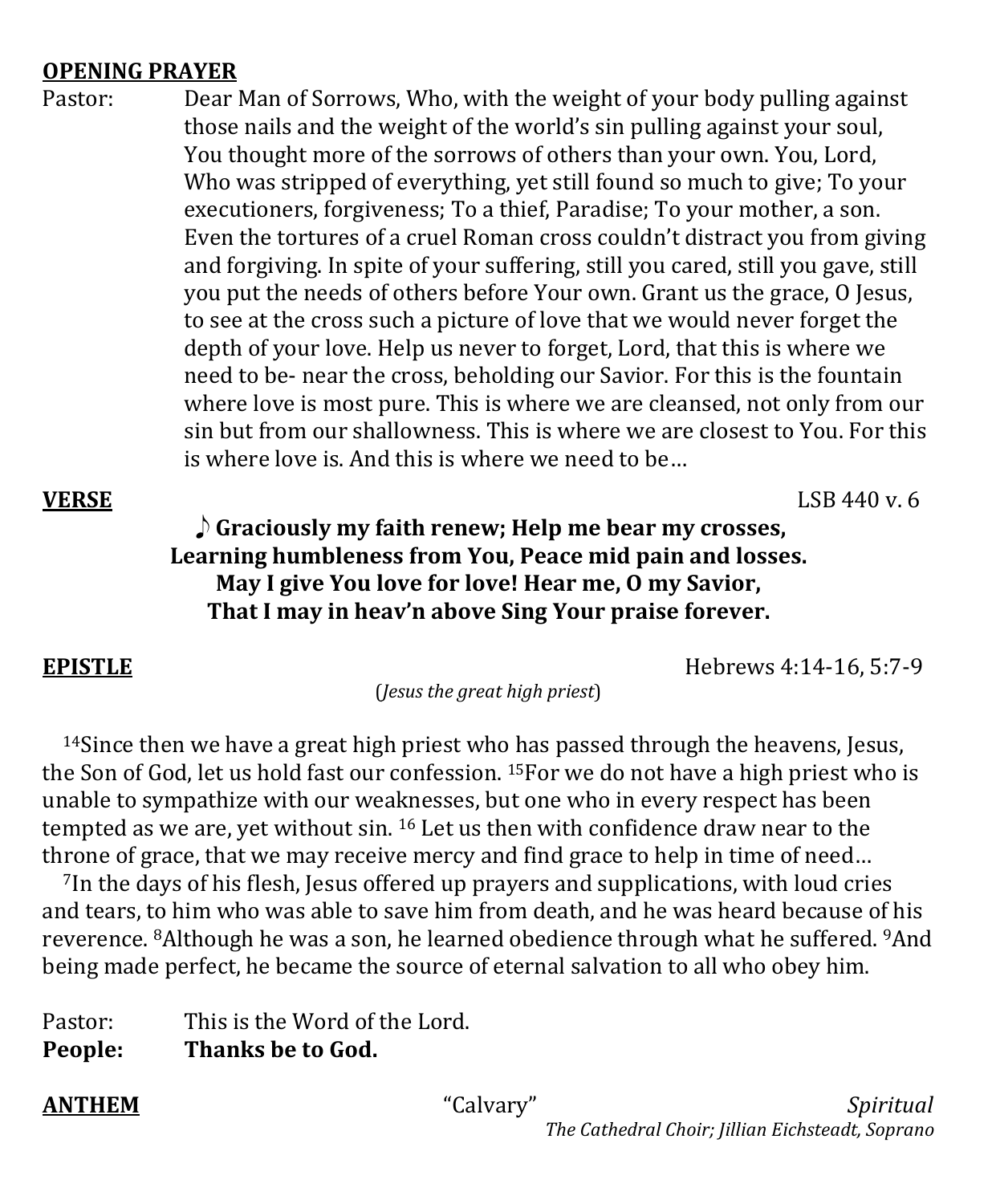**OPENING PRAYER**

Pastor: Dear Man of Sorrows, Who, with the weight of your body pulling against those nails and the weight of the world's sin pulling against your soul, You thought more of the sorrows of others than your own. You, Lord, Who was stripped of everything, yet still found so much to give; To your executioners, forgiveness; To a thief, Paradise; To your mother, a son. Even the tortures of a cruel Roman cross couldn't distract you from giving and forgiving. In spite of your suffering, still you cared, still you gave, still you put the needs of others before Your own. Grant us the grace, O Jesus, to see at the cross such a picture of love that we would never forget the depth of your love. Help us never to forget, Lord, that this is where we need to be- near the cross, beholding our Savior. For this is the fountain where love is most pure. This is where we are cleansed, not only from our sin but from our shallowness. This is where we are closest to You. For this is where love is. And this is where we need to be…

**VERSE** LSB 440 v. 6

♪ **Graciously my faith renew; Help me bear my crosses,**
**Learning humbleness from You, Peace mid pain and losses.**
**May I give You love for love! Hear me, O my Savior,**
**That I may in heav'n above Sing Your praise forever.**

**EPISTLE** Hebrews 4:14-16, 5:7-9

(*Jesus the great high priest*)

14Since then we have a great high priest who has passed through the heavens, Jesus, the Son of God, let us hold fast our confession. 15For we do not have a high priest who is unable to sympathize with our weaknesses, but one who in every respect has been tempted as we are, yet without sin. 16 Let us then with confidence draw near to the throne of grace, that we may receive mercy and find grace to help in time of need…

7In the days of his flesh, Jesus offered up prayers and supplications, with loud cries and tears, to him who was able to save him from death, and he was heard because of his reverence. 8Although he was a son, he learned obedience through what he suffered. 9And being made perfect, he became the source of eternal salvation to all who obey him.

Pastor: This is the Word of the Lord.
**People: Thanks be to God.**

**ANTHEM** "Calvary" *Spiritual*

*The Cathedral Choir; Jillian Eichsteadt, Soprano*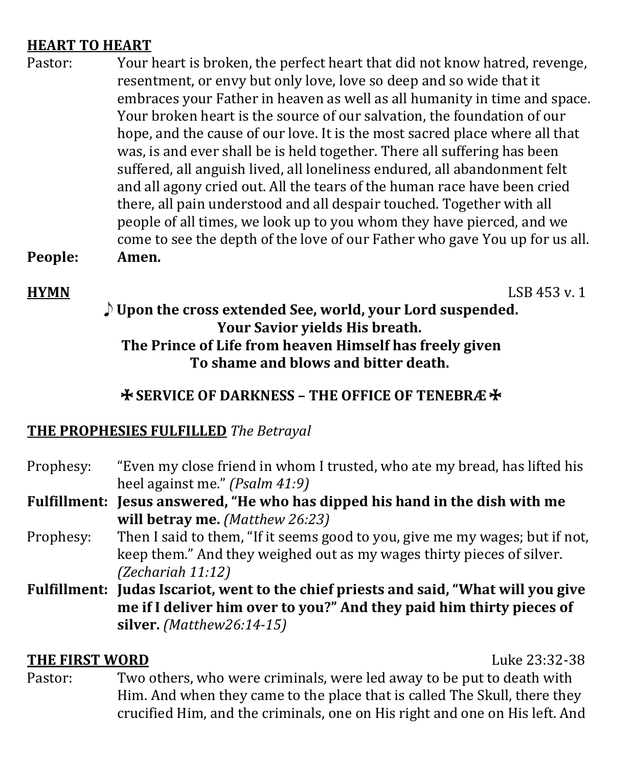**<u>HEART TO HEART</u>**

Pastor: Your heart is broken, the perfect heart that did not know hatred, revenge, resentment, or envy but only love, love so deep and so wide that it embraces your Father in heaven as well as all humanity in time and space. Your broken heart is the source of our salvation, the foundation of our hope, and the cause of our love. It is the most sacred place where all that was, is and ever shall be is held together. There all suffering has been suffered, all anguish lived, all loneliness endured, all abandonment felt and all agony cried out. All the tears of the human race have been cried there, all pain understood and all despair touched. Together with all people of all times, we look up to you whom they have pierced, and we come to see the depth of the love of our Father who gave You up for us all.

**People: Amen.**

**<u>HYMN</u>** LSB 453 v. 1

♪ **Upon the cross extended See, world, your Lord suspended.**
**Your Savior yields His breath.**
**The Prince of Life from heaven Himself has freely given**
**To shame and blows and bitter death.**

**✠ SERVICE OF DARKNESS – THE OFFICE OF TENEBRÆ ✠**

**<u>THE PROPHESIES FULFILLED</u>** *The Betrayal*

Prophesy: "Even my close friend in whom I trusted, who ate my bread, has lifted his heel against me." *(Psalm 41:9)*

**Fulfillment: Jesus answered, "He who has dipped his hand in the dish with me will betray me.** *(Matthew 26:23)*

Prophesy: Then I said to them, "If it seems good to you, give me my wages; but if not, keep them." And they weighed out as my wages thirty pieces of silver. *(Zechariah 11:12)*

**Fulfillment: Judas Iscariot, went to the chief priests and said, "What will you give me if I deliver him over to you?" And they paid him thirty pieces of silver.** *(Matthew26:14-15)*

**<u>THE FIRST WORD</u>** Luke 23:32-38

Pastor: Two others, who were criminals, were led away to be put to death with Him. And when they came to the place that is called The Skull, there they crucified Him, and the criminals, one on His right and one on His left. And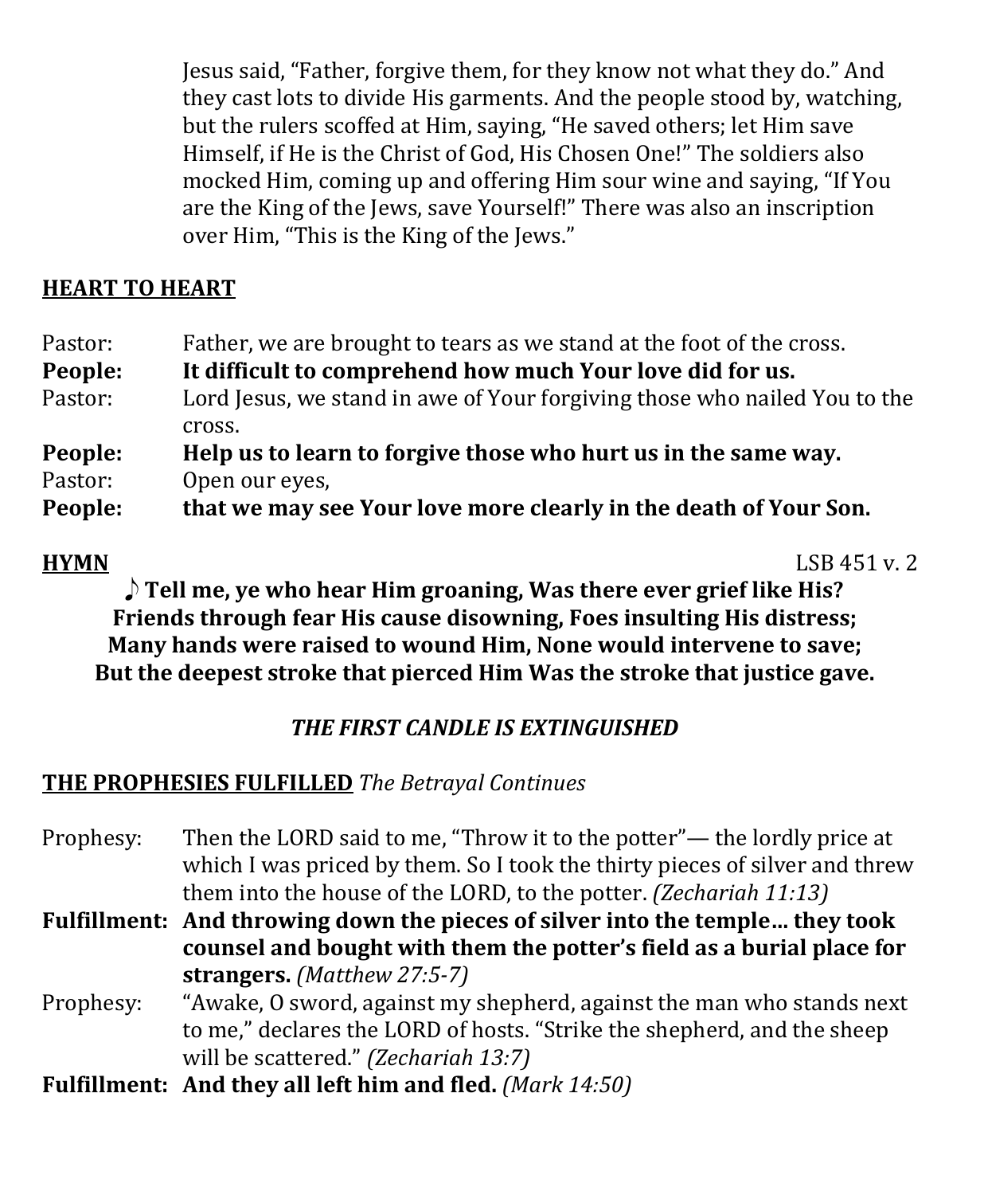Jesus said, "Father, forgive them, for they know not what they do." And they cast lots to divide His garments. And the people stood by, watching, but the rulers scoffed at Him, saying, "He saved others; let Him save Himself, if He is the Christ of God, His Chosen One!" The soldiers also mocked Him, coming up and offering Him sour wine and saying, "If You are the King of the Jews, save Yourself!" There was also an inscription over Him, "This is the King of the Jews."

**HEART TO HEART**

Pastor: Father, we are brought to tears as we stand at the foot of the cross.
**People: It difficult to comprehend how much Your love did for us.**
Pastor: Lord Jesus, we stand in awe of Your forgiving those who nailed You to the cross.
**People: Help us to learn to forgive those who hurt us in the same way.**
Pastor: Open our eyes,
**People: that we may see Your love more clearly in the death of Your Son.**

**HYMN** LSB 451 v. 2

**♪ Tell me, ye who hear Him groaning, Was there ever grief like His?
Friends through fear His cause disowning, Foes insulting His distress;
Many hands were raised to wound Him, None would intervene to save;
But the deepest stroke that pierced Him Was the stroke that justice gave.**

***THE FIRST CANDLE IS EXTINGUISHED***

**THE PROPHESIES FULFILLED** *The Betrayal Continues*

Prophesy: Then the LORD said to me, "Throw it to the potter"— the lordly price at which I was priced by them. So I took the thirty pieces of silver and threw them into the house of the LORD, to the potter. *(Zechariah 11:13)*
**Fulfillment: And throwing down the pieces of silver into the temple… they took counsel and bought with them the potter's field as a burial place for strangers.** *(Matthew 27:5-7)*
Prophesy: "Awake, O sword, against my shepherd, against the man who stands next to me," declares the LORD of hosts. "Strike the shepherd, and the sheep will be scattered." *(Zechariah 13:7)*
**Fulfillment: And they all left him and fled.** *(Mark 14:50)*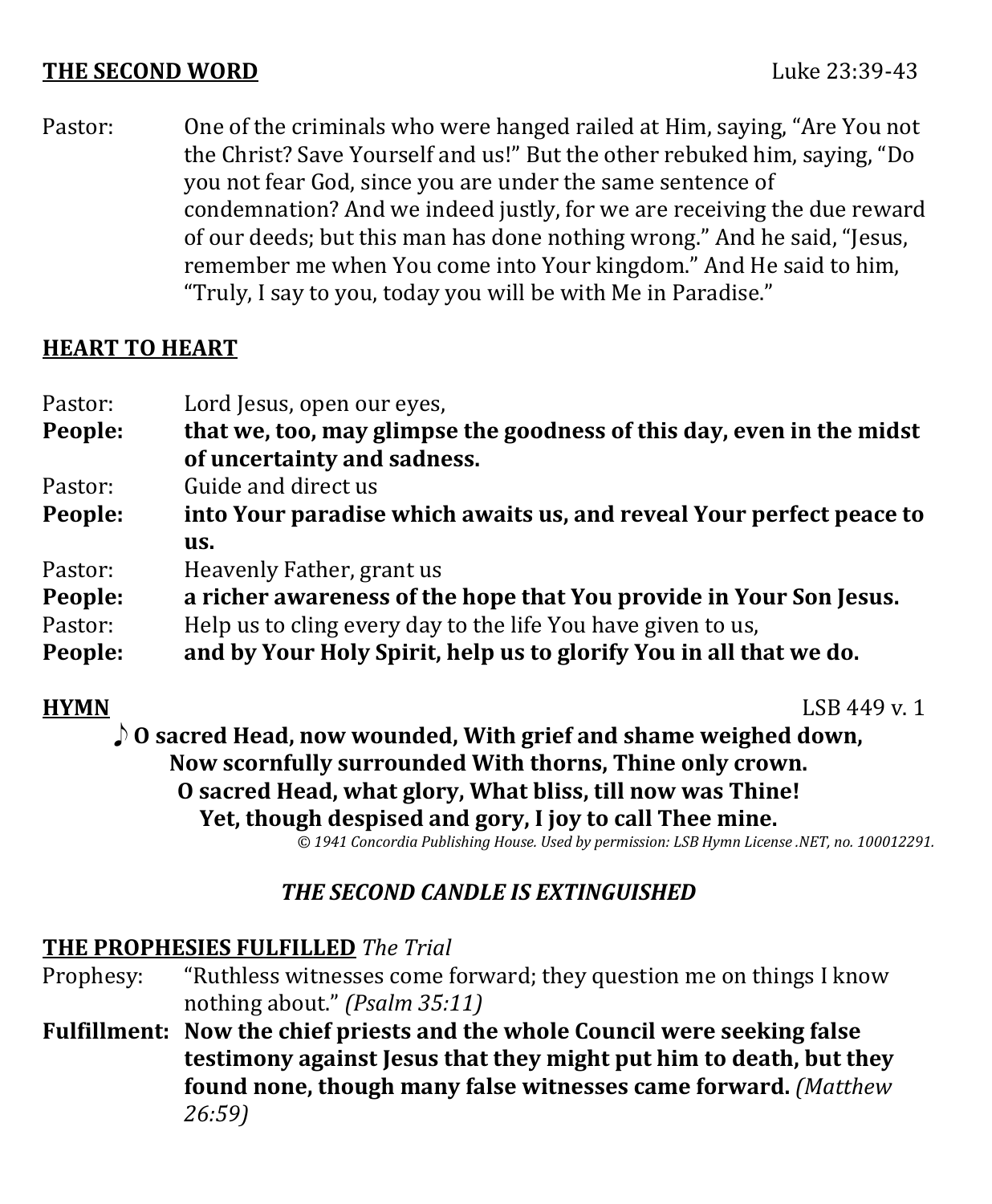**THE SECOND WORD** Luke 23:39-43

Pastor: One of the criminals who were hanged railed at Him, saying, "Are You not the Christ? Save Yourself and us!" But the other rebuked him, saying, "Do you not fear God, since you are under the same sentence of condemnation? And we indeed justly, for we are receiving the due reward of our deeds; but this man has done nothing wrong." And he said, "Jesus, remember me when You come into Your kingdom." And He said to him, "Truly, I say to you, today you will be with Me in Paradise."

**HEART TO HEART**

Pastor: Lord Jesus, open our eyes,
**People: that we, too, may glimpse the goodness of this day, even in the midst of uncertainty and sadness.**
Pastor: Guide and direct us
**People: into Your paradise which awaits us, and reveal Your perfect peace to us.**
Pastor: Heavenly Father, grant us
**People: a richer awareness of the hope that You provide in Your Son Jesus.**
Pastor: Help us to cling every day to the life You have given to us,
**People: and by Your Holy Spirit, help us to glorify You in all that we do.**

**HYMN** LSB 449 v. 1

**♪ O sacred Head, now wounded, With grief and shame weighed down,**
**Now scornfully surrounded With thorns, Thine only crown.**
**O sacred Head, what glory, What bliss, till now was Thine!**
**Yet, though despised and gory, I joy to call Thee mine.**

*© 1941 Concordia Publishing House. Used by permission: LSB Hymn License .NET, no. 100012291.*

*THE SECOND CANDLE IS EXTINGUISHED*

**THE PROPHESIES FULFILLED** *The Trial*

Prophesy: "Ruthless witnesses come forward; they question me on things I know nothing about." *(Psalm 35:11)*

**Fulfillment: Now the chief priests and the whole Council were seeking false testimony against Jesus that they might put him to death, but they found none, though many false witnesses came forward.** *(Matthew 26:59)*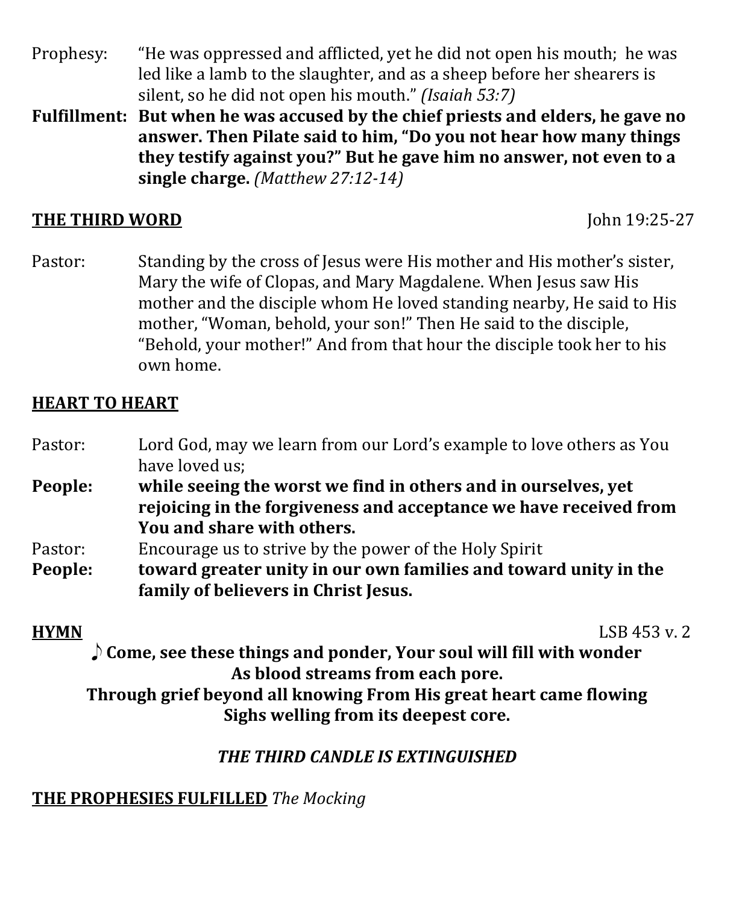Prophesy: "He was oppressed and afflicted, yet he did not open his mouth; he was led like a lamb to the slaughter, and as a sheep before her shearers is silent, so he did not open his mouth." *(Isaiah 53:7)*

**Fulfillment: But when he was accused by the chief priests and elders, he gave no answer. Then Pilate said to him, "Do you not hear how many things they testify against you?" But he gave him no answer, not even to a single charge.** *(Matthew 27:12-14)*

**THE THIRD WORD** John 19:25-27

Pastor: Standing by the cross of Jesus were His mother and His mother's sister, Mary the wife of Clopas, and Mary Magdalene. When Jesus saw His mother and the disciple whom He loved standing nearby, He said to His mother, "Woman, behold, your son!" Then He said to the disciple, "Behold, your mother!" And from that hour the disciple took her to his own home.

**HEART TO HEART**

Pastor: Lord God, may we learn from our Lord's example to love others as You have loved us;

**People: while seeing the worst we find in others and in ourselves, yet rejoicing in the forgiveness and acceptance we have received from You and share with others.**

Pastor: Encourage us to strive by the power of the Holy Spirit

**People: toward greater unity in our own families and toward unity in the family of believers in Christ Jesus.**

**HYMN** LSB 453 v. 2

**♪ Come, see these things and ponder, Your soul will fill with wonder
As blood streams from each pore.
Through grief beyond all knowing From His great heart came flowing
Sighs welling from its deepest core.**

*THE THIRD CANDLE IS EXTINGUISHED*

**THE PROPHESIES FULFILLED** *The Mocking*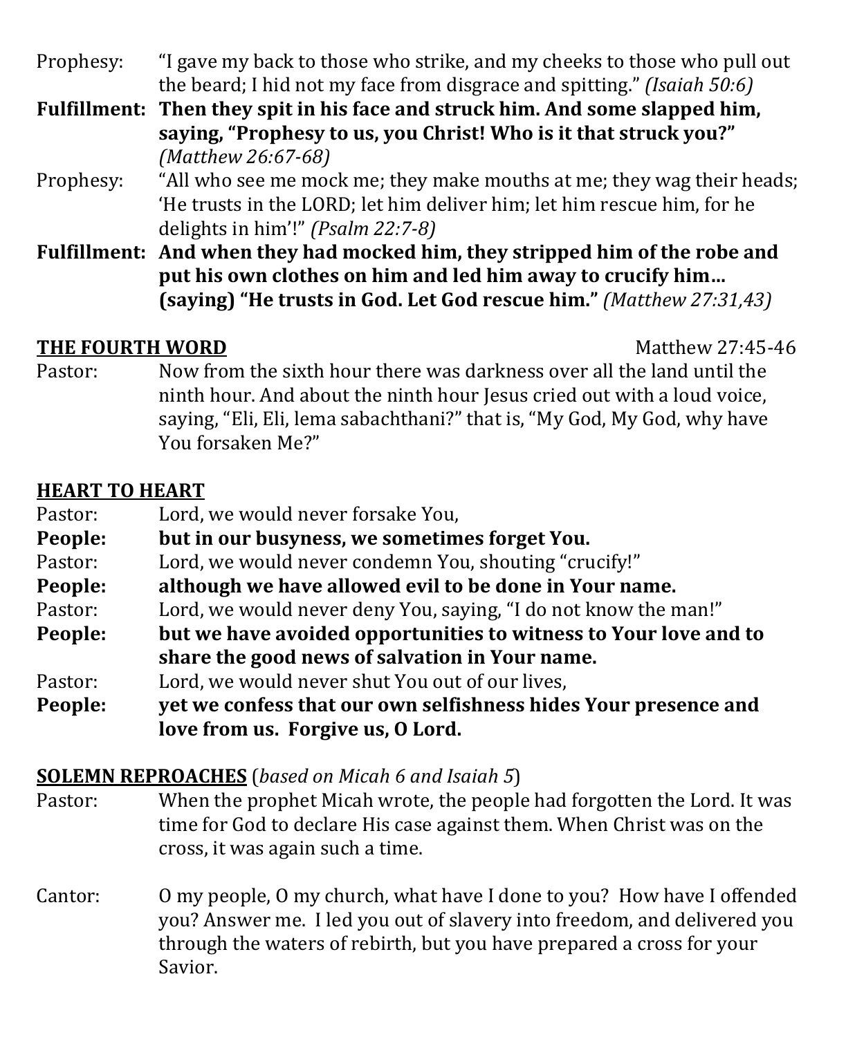Prophesy: "I gave my back to those who strike, and my cheeks to those who pull out the beard; I hid not my face from disgrace and spitting." *(Isaiah 50:6)*

**Fulfillment: Then they spit in his face and struck him. And some slapped him, saying, "Prophesy to us, you Christ! Who is it that struck you?"** *(Matthew 26:67-68)*

Prophesy: "All who see me mock me; they make mouths at me; they wag their heads; 'He trusts in the LORD; let him deliver him; let him rescue him, for he delights in him'!" *(Psalm 22:7-8)*

**Fulfillment: And when they had mocked him, they stripped him of the robe and put his own clothes on him and led him away to crucify him… (saying) "He trusts in God. Let God rescue him."** *(Matthew 27:31,43)*

## THE FOURTH WORD

Matthew 27:45-46

Pastor: Now from the sixth hour there was darkness over all the land until the ninth hour. And about the ninth hour Jesus cried out with a loud voice, saying, "Eli, Eli, lema sabachthani?" that is, "My God, My God, why have You forsaken Me?"

## HEART TO HEART

Pastor: Lord, we would never forsake You,

**People: but in our busyness, we sometimes forget You.**

Pastor: Lord, we would never condemn You, shouting "crucify!"

**People: although we have allowed evil to be done in Your name.**

Pastor: Lord, we would never deny You, saying, "I do not know the man!"

**People: but we have avoided opportunities to witness to Your love and to share the good news of salvation in Your name.**

Pastor: Lord, we would never shut You out of our lives,

**People: yet we confess that our own selfishness hides Your presence and love from us. Forgive us, O Lord.**

## SOLEMN REPROACHES (*based on Micah 6 and Isaiah 5*)

Pastor: When the prophet Micah wrote, the people had forgotten the Lord. It was time for God to declare His case against them. When Christ was on the cross, it was again such a time.

Cantor: O my people, O my church, what have I done to you? How have I offended you? Answer me. I led you out of slavery into freedom, and delivered you through the waters of rebirth, but you have prepared a cross for your Savior.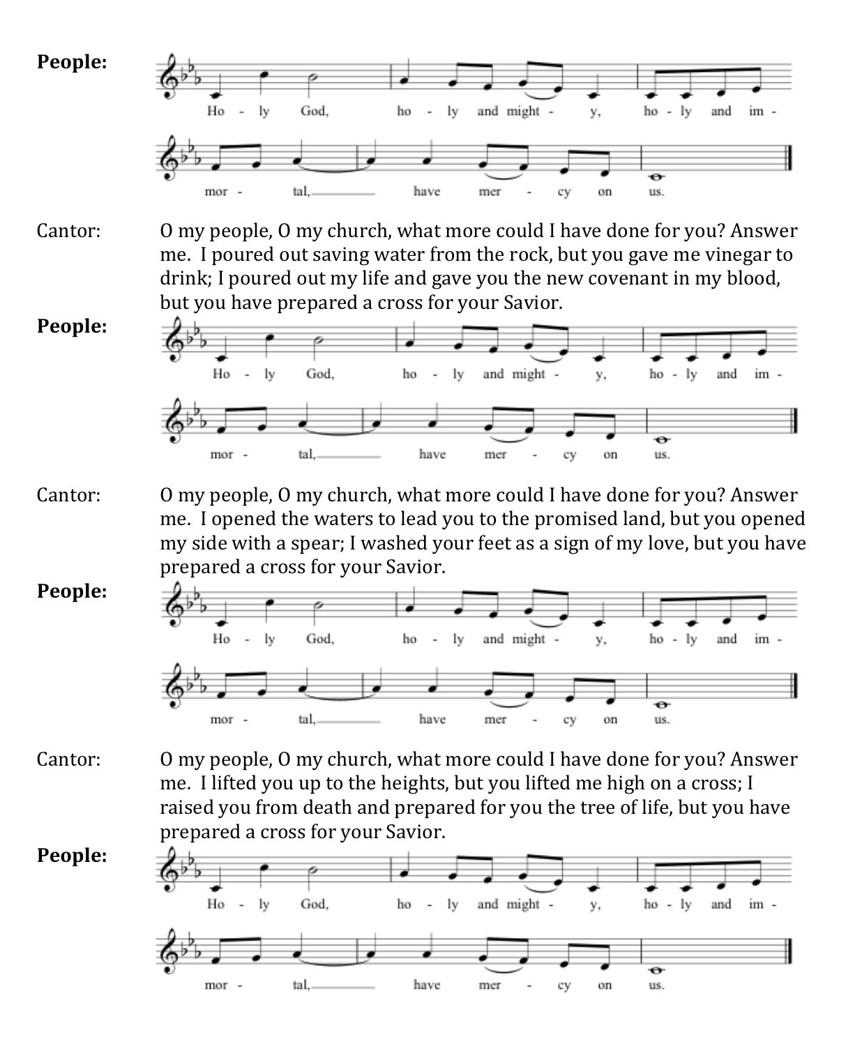**People:**

Ho - ly God, ho - ly and might - y, ho - ly and im - mor - tal, have mer - cy on us.

Cantor: O my people, O my church, what more could I have done for you? Answer me. I poured out saving water from the rock, but you gave me vinegar to drink; I poured out my life and gave you the new covenant in my blood, but you have prepared a cross for your Savior.

**People:**

Ho - ly God, ho - ly and might - y, ho - ly and im - mor - tal, have mer - cy on us.

Cantor: O my people, O my church, what more could I have done for you? Answer me. I opened the waters to lead you to the promised land, but you opened my side with a spear; I washed your feet as a sign of my love, but you have prepared a cross for your Savior.

**People:**

Ho - ly God, ho - ly and might - y, ho - ly and im - mor - tal, have mer - cy on us.

Cantor: O my people, O my church, what more could I have done for you? Answer me. I lifted you up to the heights, but you lifted me high on a cross; I raised you from death and prepared for you the tree of life, but you have prepared a cross for your Savior.

**People:**

Ho - ly God, ho - ly and might - y, ho - ly and im - mor - tal, have mer - cy on us.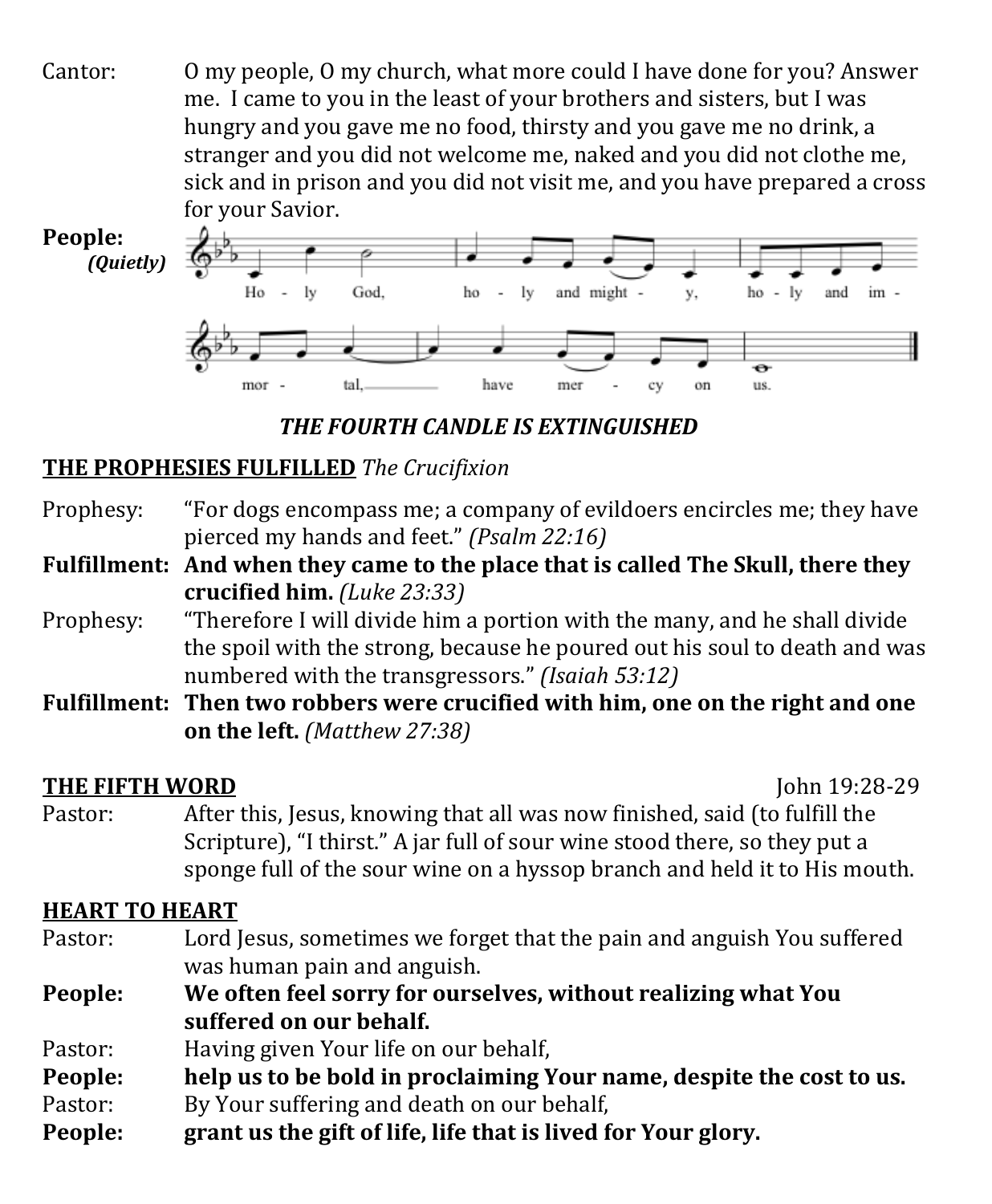Cantor: O my people, O my church, what more could I have done for you? Answer me. I came to you in the least of your brothers and sisters, but I was hungry and you gave me no food, thirsty and you gave me no drink, a stranger and you did not welcome me, naked and you did not clothe me, sick and in prison and you did not visit me, and you have prepared a cross for your Savior.

**People:** *(Quietly)*

Holy God, holy and mighty, holy and immortal, have mercy on us.

***THE FOURTH CANDLE IS EXTINGUISHED***

**THE PROPHESIES FULFILLED** *The Crucifixion*

Prophesy: "For dogs encompass me; a company of evildoers encircles me; they have pierced my hands and feet." *(Psalm 22:16)*

**Fulfillment: And when they came to the place that is called The Skull, there they crucified him.** *(Luke 23:33)*

Prophesy: "Therefore I will divide him a portion with the many, and he shall divide the spoil with the strong, because he poured out his soul to death and was numbered with the transgressors." *(Isaiah 53:12)*

**Fulfillment: Then two robbers were crucified with him, one on the right and one on the left.** *(Matthew 27:38)*

**THE FIFTH WORD** John 19:28-29

Pastor: After this, Jesus, knowing that all was now finished, said (to fulfill the Scripture), "I thirst." A jar full of sour wine stood there, so they put a sponge full of the sour wine on a hyssop branch and held it to His mouth.

**HEART TO HEART**

Pastor: Lord Jesus, sometimes we forget that the pain and anguish You suffered was human pain and anguish.

**People: We often feel sorry for ourselves, without realizing what You suffered on our behalf.**

Pastor: Having given Your life on our behalf,

**People: help us to be bold in proclaiming Your name, despite the cost to us.**

Pastor: By Your suffering and death on our behalf,

**People: grant us the gift of life, life that is lived for Your glory.**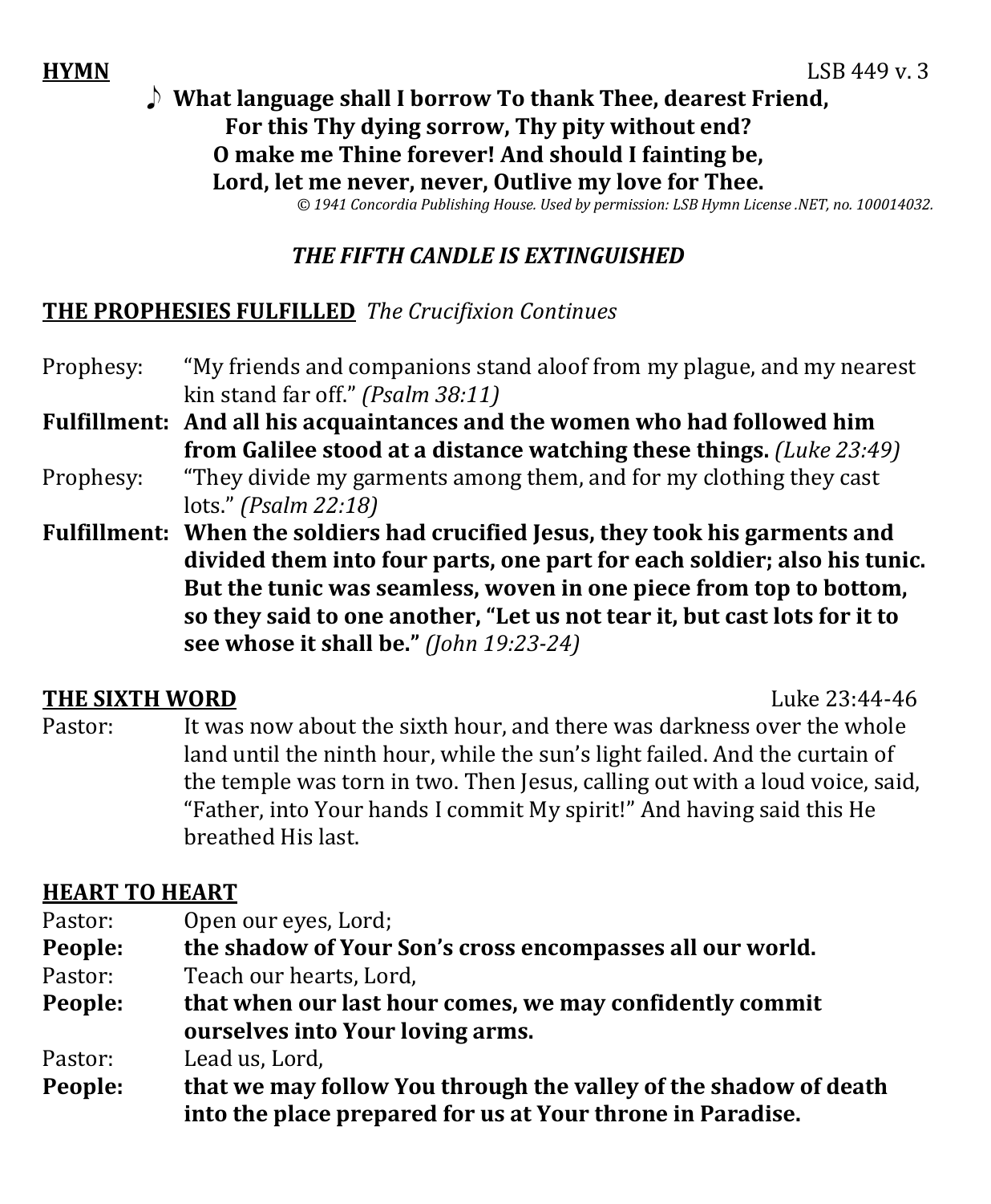**HYMN** LSB 449 v. 3

♪ **What language shall I borrow To thank Thee, dearest Friend,**
**For this Thy dying sorrow, Thy pity without end?**
**O make me Thine forever! And should I fainting be,**
**Lord, let me never, never, Outlive my love for Thee.**

*© 1941 Concordia Publishing House. Used by permission: LSB Hymn License .NET, no. 100014032.*

***THE FIFTH CANDLE IS EXTINGUISHED***

**THE PROPHESIES FULFILLED** *The Crucifixion Continues*

Prophesy: "My friends and companions stand aloof from my plague, and my nearest kin stand far off." *(Psalm 38:11)*

**Fulfillment: And all his acquaintances and the women who had followed him from Galilee stood at a distance watching these things.** *(Luke 23:49)*

Prophesy: "They divide my garments among them, and for my clothing they cast lots." *(Psalm 22:18)*

**Fulfillment: When the soldiers had crucified Jesus, they took his garments and divided them into four parts, one part for each soldier; also his tunic. But the tunic was seamless, woven in one piece from top to bottom, so they said to one another, "Let us not tear it, but cast lots for it to see whose it shall be."** *(John 19:23-24)*

**THE SIXTH WORD** Luke 23:44-46

Pastor: It was now about the sixth hour, and there was darkness over the whole land until the ninth hour, while the sun's light failed. And the curtain of the temple was torn in two. Then Jesus, calling out with a loud voice, said, "Father, into Your hands I commit My spirit!" And having said this He breathed His last.

**HEART TO HEART**

Pastor: Open our eyes, Lord;

**People: the shadow of Your Son's cross encompasses all our world.**

Pastor: Teach our hearts, Lord,

**People: that when our last hour comes, we may confidently commit ourselves into Your loving arms.**

Pastor: Lead us, Lord,

**People: that we may follow You through the valley of the shadow of death into the place prepared for us at Your throne in Paradise.**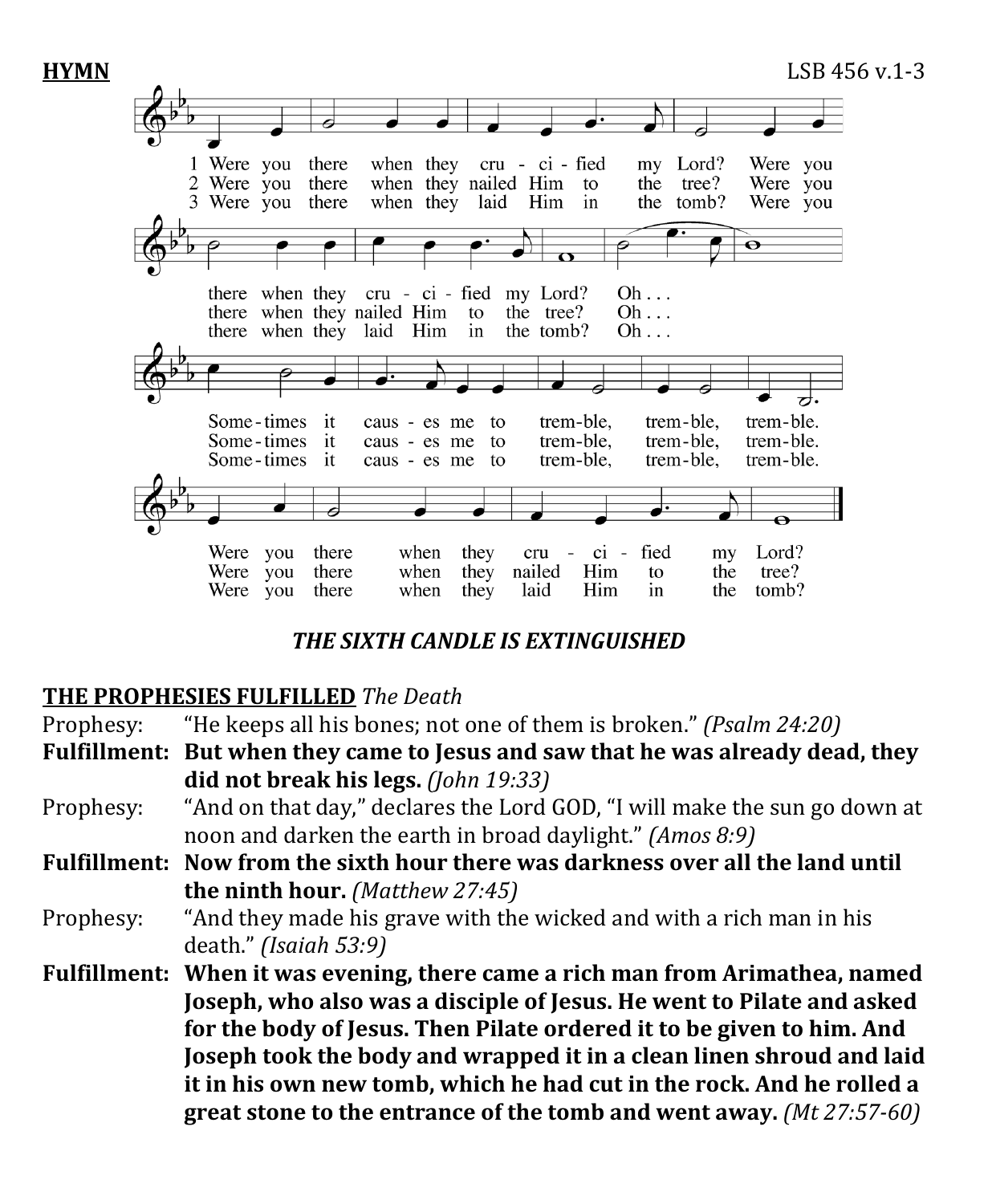**HYMN** LSB 456 v.1-3

1 Were you there when they cru - ci - fied my Lord? Were you there when they cru - ci - fied my Lord? Oh . . . Some - times it caus - es me to trem - ble, trem - ble, trem - ble. Were you there when they cru - ci - fied my Lord?

2 Were you there when they nailed Him to the tree? Were you there when they nailed Him to the tree? Oh . . . Some - times it caus - es me to trem - ble, trem - ble, trem - ble. Were you there when they nailed Him to the tree?

3 Were you there when they laid Him in the tomb? Were you there when they laid Him in the tomb? Oh . . . Some - times it caus - es me to trem - ble, trem - ble, trem - ble. Were you there when they laid Him in the tomb?

***THE SIXTH CANDLE IS EXTINGUISHED***

**THE PROPHESIES FULFILLED** *The Death*

Prophesy: "He keeps all his bones; not one of them is broken." *(Psalm 24:20)*

**Fulfillment: But when they came to Jesus and saw that he was already dead, they did not break his legs.** *(John 19:33)*

Prophesy: "And on that day," declares the Lord GOD, "I will make the sun go down at noon and darken the earth in broad daylight." *(Amos 8:9)*

**Fulfillment: Now from the sixth hour there was darkness over all the land until the ninth hour.** *(Matthew 27:45)*

Prophesy: "And they made his grave with the wicked and with a rich man in his death." *(Isaiah 53:9)*

**Fulfillment: When it was evening, there came a rich man from Arimathea, named Joseph, who also was a disciple of Jesus. He went to Pilate and asked for the body of Jesus. Then Pilate ordered it to be given to him. And Joseph took the body and wrapped it in a clean linen shroud and laid it in his own new tomb, which he had cut in the rock. And he rolled a great stone to the entrance of the tomb and went away.** *(Mt 27:57-60)*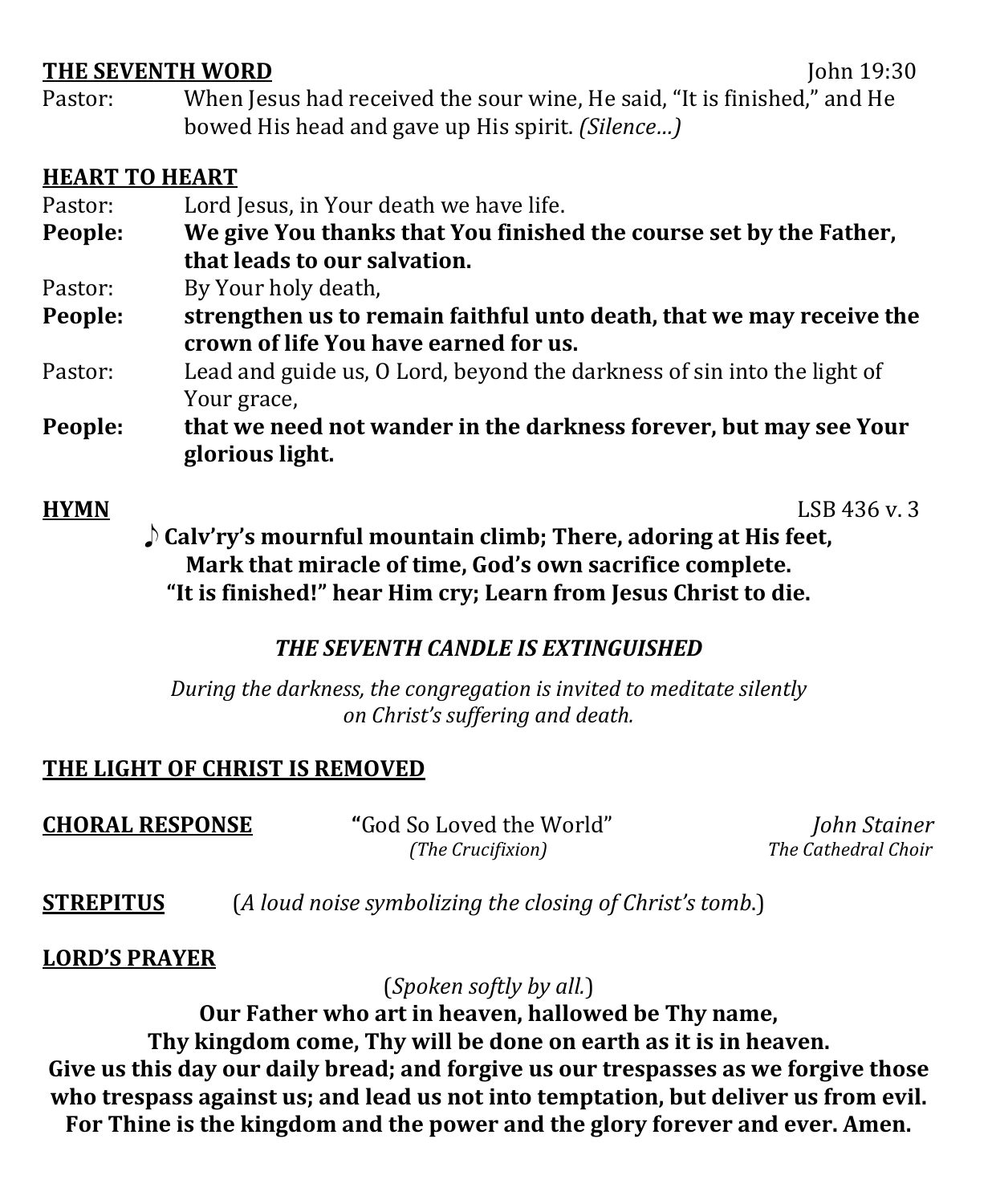**THE SEVENTH WORD** John 19:30

Pastor: When Jesus had received the sour wine, He said, "It is finished," and He bowed His head and gave up His spirit. *(Silence…)*

**HEART TO HEART**

Pastor: Lord Jesus, in Your death we have life.

**People: We give You thanks that You finished the course set by the Father, that leads to our salvation.**

Pastor: By Your holy death,

**People: strengthen us to remain faithful unto death, that we may receive the crown of life You have earned for us.**

Pastor: Lead and guide us, O Lord, beyond the darkness of sin into the light of Your grace,

**People: that we need not wander in the darkness forever, but may see Your glorious light.**

**HYMN** LSB 436 v. 3

**♪ Calv'ry's mournful mountain climb; There, adoring at His feet,**
**Mark that miracle of time, God's own sacrifice complete.**
**"It is finished!" hear Him cry; Learn from Jesus Christ to die.**

***THE SEVENTH CANDLE IS EXTINGUISHED***

*During the darkness, the congregation is invited to meditate silently on Christ's suffering and death.*

**THE LIGHT OF CHRIST IS REMOVED**

**CHORAL RESPONSE** "God So Loved the World" *(The Crucifixion)* — *John Stainer*, *The Cathedral Choir*

**STREPITUS** (*A loud noise symbolizing the closing of Christ's tomb.*)

**LORD'S PRAYER**

(*Spoken softly by all.*)

**Our Father who art in heaven, hallowed be Thy name,**
**Thy kingdom come, Thy will be done on earth as it is in heaven.**
**Give us this day our daily bread; and forgive us our trespasses as we forgive those who trespass against us; and lead us not into temptation, but deliver us from evil.**
**For Thine is the kingdom and the power and the glory forever and ever. Amen.**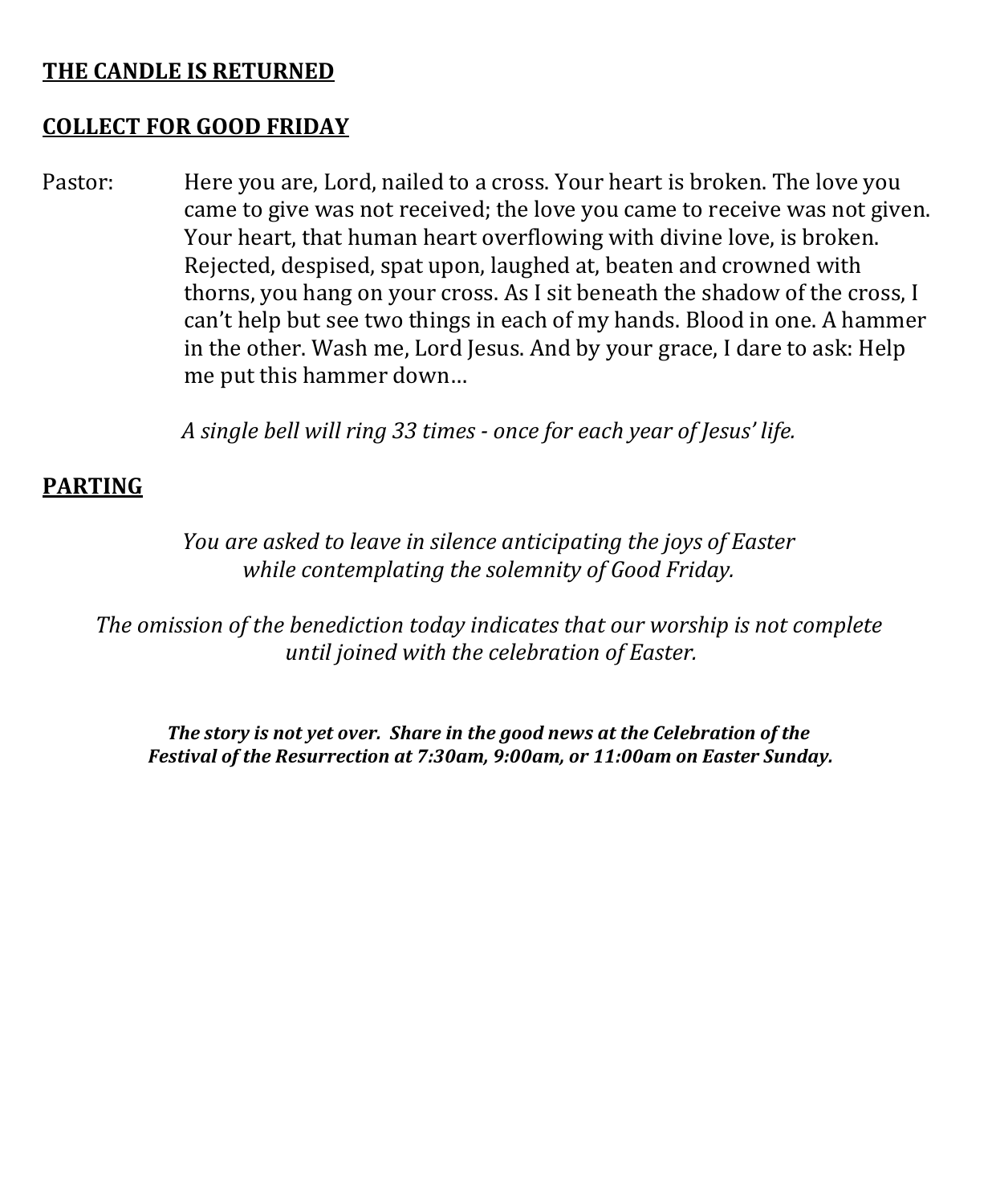**<u>THE CANDLE IS RETURNED</u>**

**<u>COLLECT FOR GOOD FRIDAY</u>**

Pastor: Here you are, Lord, nailed to a cross. Your heart is broken. The love you came to give was not received; the love you came to receive was not given. Your heart, that human heart overflowing with divine love, is broken. Rejected, despised, spat upon, laughed at, beaten and crowned with thorns, you hang on your cross. As I sit beneath the shadow of the cross, I can't help but see two things in each of my hands. Blood in one. A hammer in the other. Wash me, Lord Jesus. And by your grace, I dare to ask: Help me put this hammer down…

*A single bell will ring 33 times - once for each year of Jesus' life.*

**<u>PARTING</u>**

*You are asked to leave in silence anticipating the joys of Easter while contemplating the solemnity of Good Friday.*

*The omission of the benediction today indicates that our worship is not complete until joined with the celebration of Easter.*

***The story is not yet over. Share in the good news at the Celebration of the Festival of the Resurrection at 7:30am, 9:00am, or 11:00am on Easter Sunday.***